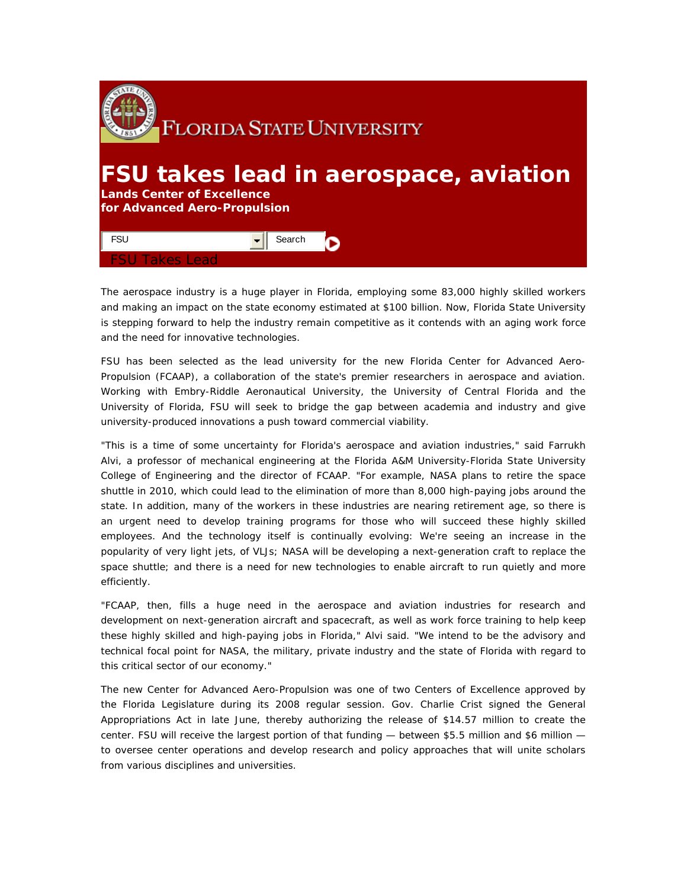FLORIDA STATE UNIVERSITY

# FSU takes lead in aerospace, aviation

**Lands Center of Excellence**
**for Advanced Aero-Propulsion**

FSU Takes Lead

The aerospace industry is a huge player in Florida, employing some 83,000 highly skilled workers and making an impact on the state economy estimated at $100 billion. Now, Florida State University is stepping forward to help the industry remain competitive as it contends with an aging work force and the need for innovative technologies.

FSU has been selected as the lead university for the new Florida Center for Advanced Aero-Propulsion (FCAAP), a collaboration of the state's premier researchers in aerospace and aviation. Working with Embry-Riddle Aeronautical University, the University of Central Florida and the University of Florida, FSU will seek to bridge the gap between academia and industry and give university-produced innovations a push toward commercial viability.

"This is a time of some uncertainty for Florida's aerospace and aviation industries," said Farrukh Alvi, a professor of mechanical engineering at the Florida A&M University-Florida State University College of Engineering and the director of FCAAP. "For example, NASA plans to retire the space shuttle in 2010, which could lead to the elimination of more than 8,000 high-paying jobs around the state. In addition, many of the workers in these industries are nearing retirement age, so there is an urgent need to develop training programs for those who will succeed these highly skilled employees. And the technology itself is continually evolving: We're seeing an increase in the popularity of very light jets, of VLJs; NASA will be developing a next-generation craft to replace the space shuttle; and there is a need for new technologies to enable aircraft to run quietly and more efficiently.

"FCAAP, then, fills a huge need in the aerospace and aviation industries for research and development on next-generation aircraft and spacecraft, as well as work force training to help keep these highly skilled and high-paying jobs in Florida," Alvi said. "We intend to be the advisory and technical focal point for NASA, the military, private industry and the state of Florida with regard to this critical sector of our economy."

The new Center for Advanced Aero-Propulsion was one of two Centers of Excellence approved by the Florida Legislature during its 2008 regular session. Gov. Charlie Crist signed the General Appropriations Act in late June, thereby authorizing the release of $14.57 million to create the center. FSU will receive the largest portion of that funding — between $5.5 million and $6 million — to oversee center operations and develop research and policy approaches that will unite scholars from various disciplines and universities.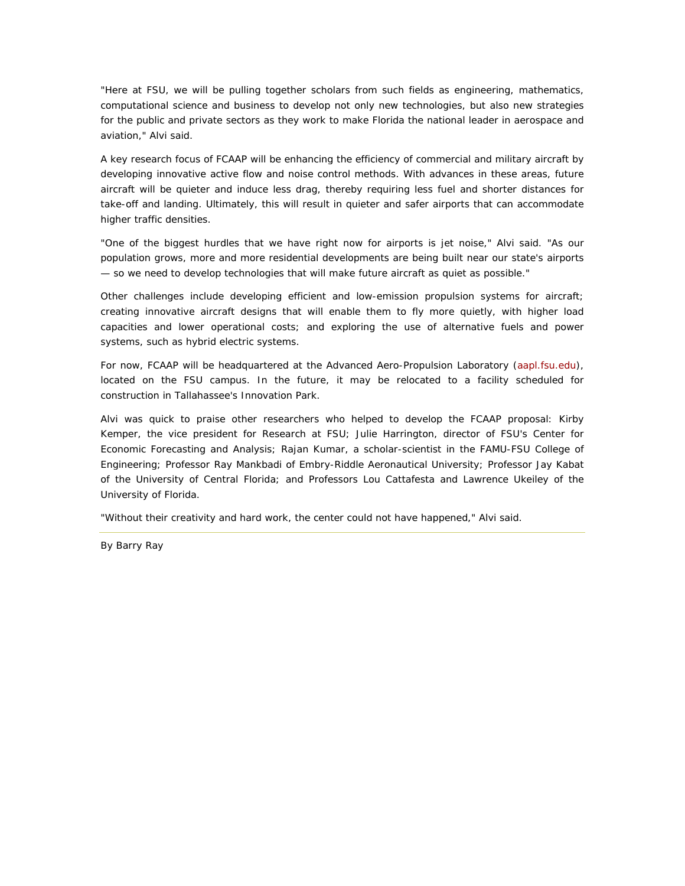"Here at FSU, we will be pulling together scholars from such fields as engineering, mathematics, computational science and business to develop not only new technologies, but also new strategies for the public and private sectors as they work to make Florida the national leader in aerospace and aviation," Alvi said.

A key research focus of FCAAP will be enhancing the efficiency of commercial and military aircraft by developing innovative active flow and noise control methods. With advances in these areas, future aircraft will be quieter and induce less drag, thereby requiring less fuel and shorter distances for take-off and landing. Ultimately, this will result in quieter and safer airports that can accommodate higher traffic densities.

"One of the biggest hurdles that we have right now for airports is jet noise," Alvi said. "As our population grows, more and more residential developments are being built near our state's airports — so we need to develop technologies that will make future aircraft as quiet as possible."

Other challenges include developing efficient and low-emission propulsion systems for aircraft; creating innovative aircraft designs that will enable them to fly more quietly, with higher load capacities and lower operational costs; and exploring the use of alternative fuels and power systems, such as hybrid electric systems.

For now, FCAAP will be headquartered at the Advanced Aero-Propulsion Laboratory (aapl.fsu.edu), located on the FSU campus. In the future, it may be relocated to a facility scheduled for construction in Tallahassee's Innovation Park.

Alvi was quick to praise other researchers who helped to develop the FCAAP proposal: Kirby Kemper, the vice president for Research at FSU; Julie Harrington, director of FSU's Center for Economic Forecasting and Analysis; Rajan Kumar, a scholar-scientist in the FAMU-FSU College of Engineering; Professor Ray Mankbadi of Embry-Riddle Aeronautical University; Professor Jay Kabat of the University of Central Florida; and Professors Lou Cattafesta and Lawrence Ukeiley of the University of Florida.

"Without their creativity and hard work, the center could not have happened," Alvi said.

---

By Barry Ray